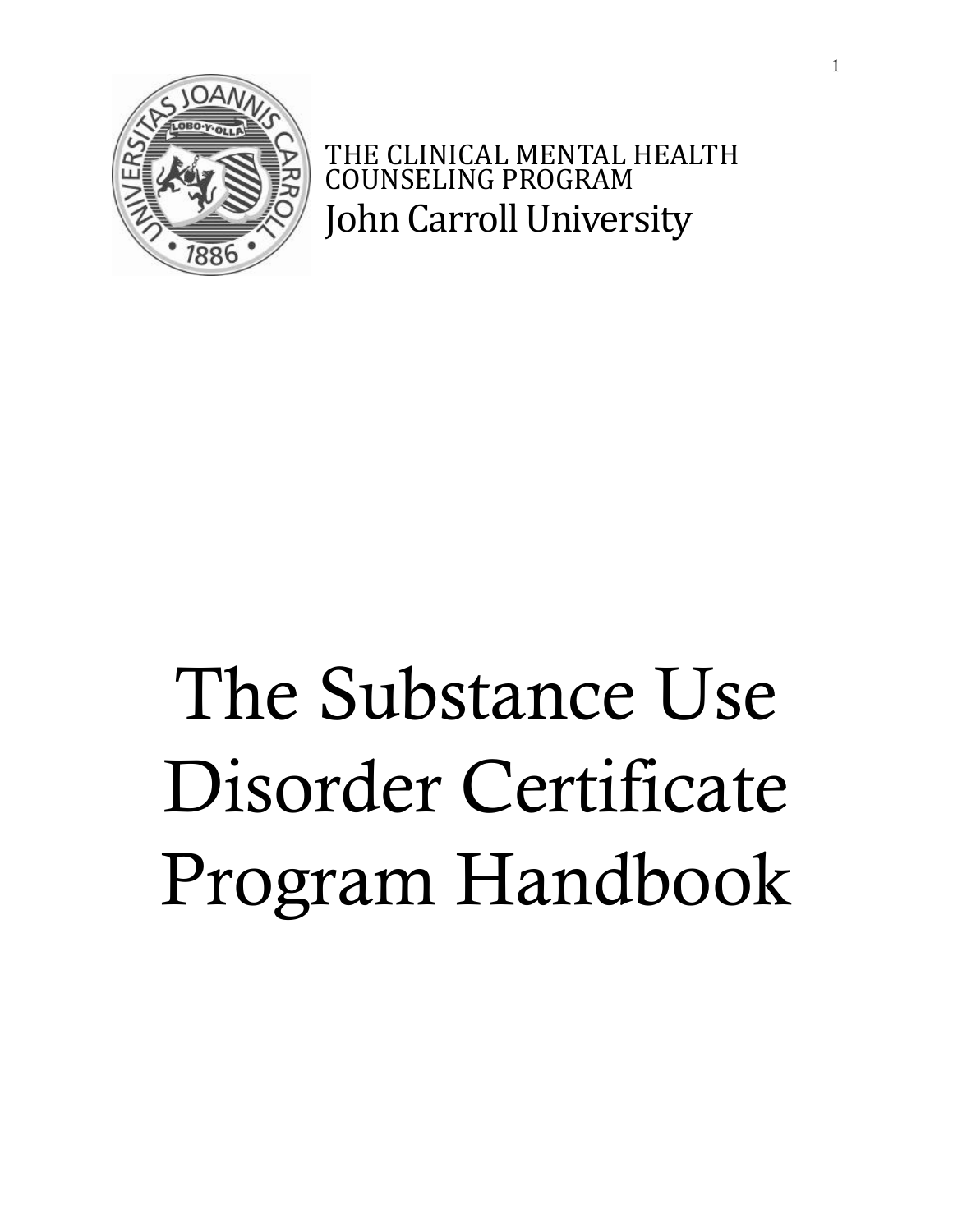THE CLINICAL MENTAL HEALTH COUNSELING PROGRAM

John Carroll University

# The Substance Use Disorder Certificate Program Handbook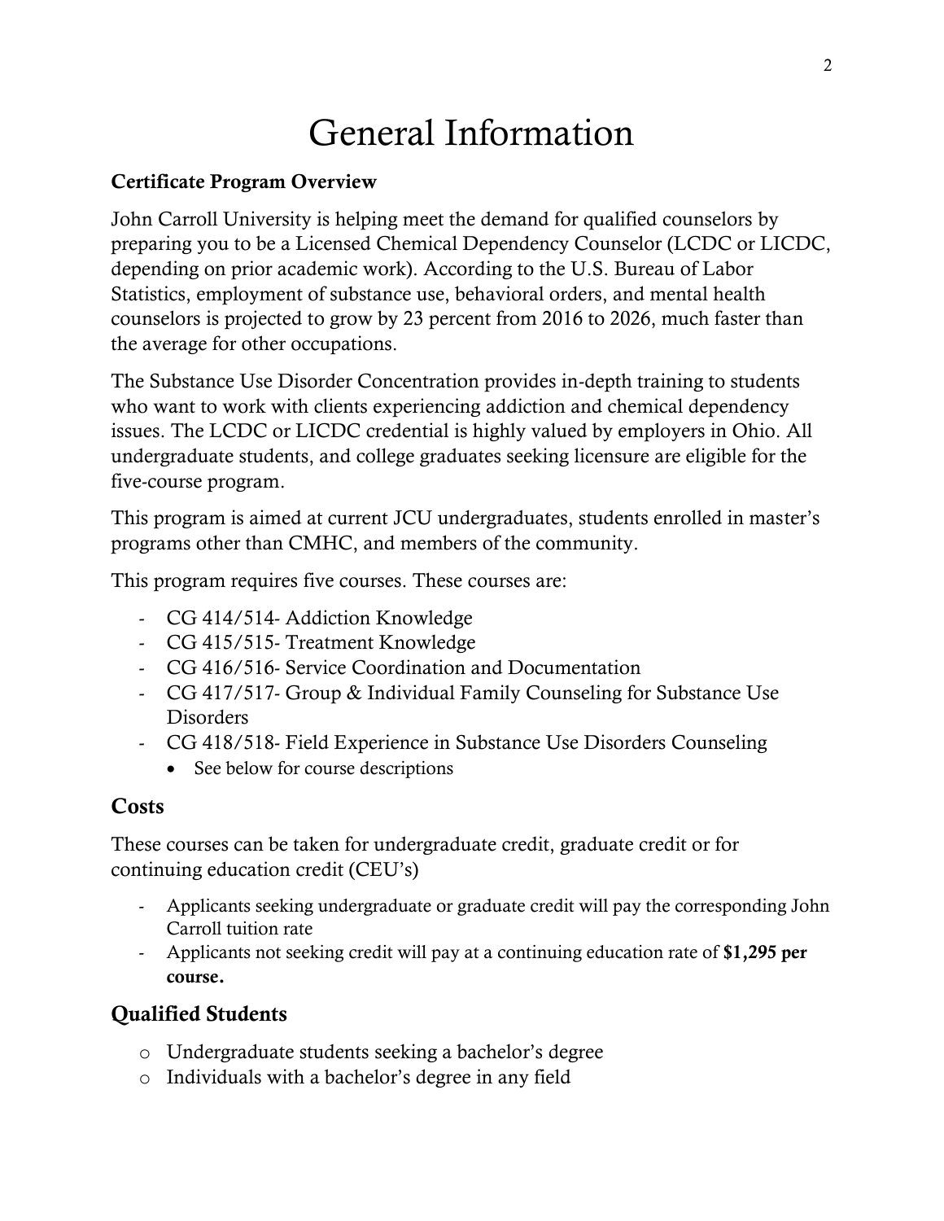# General Information

**Certificate Program Overview**

John Carroll University is helping meet the demand for qualified counselors by preparing you to be a Licensed Chemical Dependency Counselor (LCDC or LICDC, depending on prior academic work). According to the U.S. Bureau of Labor Statistics, employment of substance use, behavioral orders, and mental health counselors is projected to grow by 23 percent from 2016 to 2026, much faster than the average for other occupations.

The Substance Use Disorder Concentration provides in-depth training to students who want to work with clients experiencing addiction and chemical dependency issues. The LCDC or LICDC credential is highly valued by employers in Ohio. All undergraduate students, and college graduates seeking licensure are eligible for the five-course program.

This program is aimed at current JCU undergraduates, students enrolled in master's programs other than CMHC, and members of the community.

This program requires five courses. These courses are:

- CG 414/514- Addiction Knowledge
- CG 415/515- Treatment Knowledge
- CG 416/516- Service Coordination and Documentation
- CG 417/517- Group & Individual Family Counseling for Substance Use Disorders
- CG 418/518- Field Experience in Substance Use Disorders Counseling
  - See below for course descriptions

## Costs

These courses can be taken for undergraduate credit, graduate credit or for continuing education credit (CEU's)

- Applicants seeking undergraduate or graduate credit will pay the corresponding John Carroll tuition rate
- Applicants not seeking credit will pay at a continuing education rate of **$1,295 per course.**

## Qualified Students

- Undergraduate students seeking a bachelor's degree
- Individuals with a bachelor's degree in any field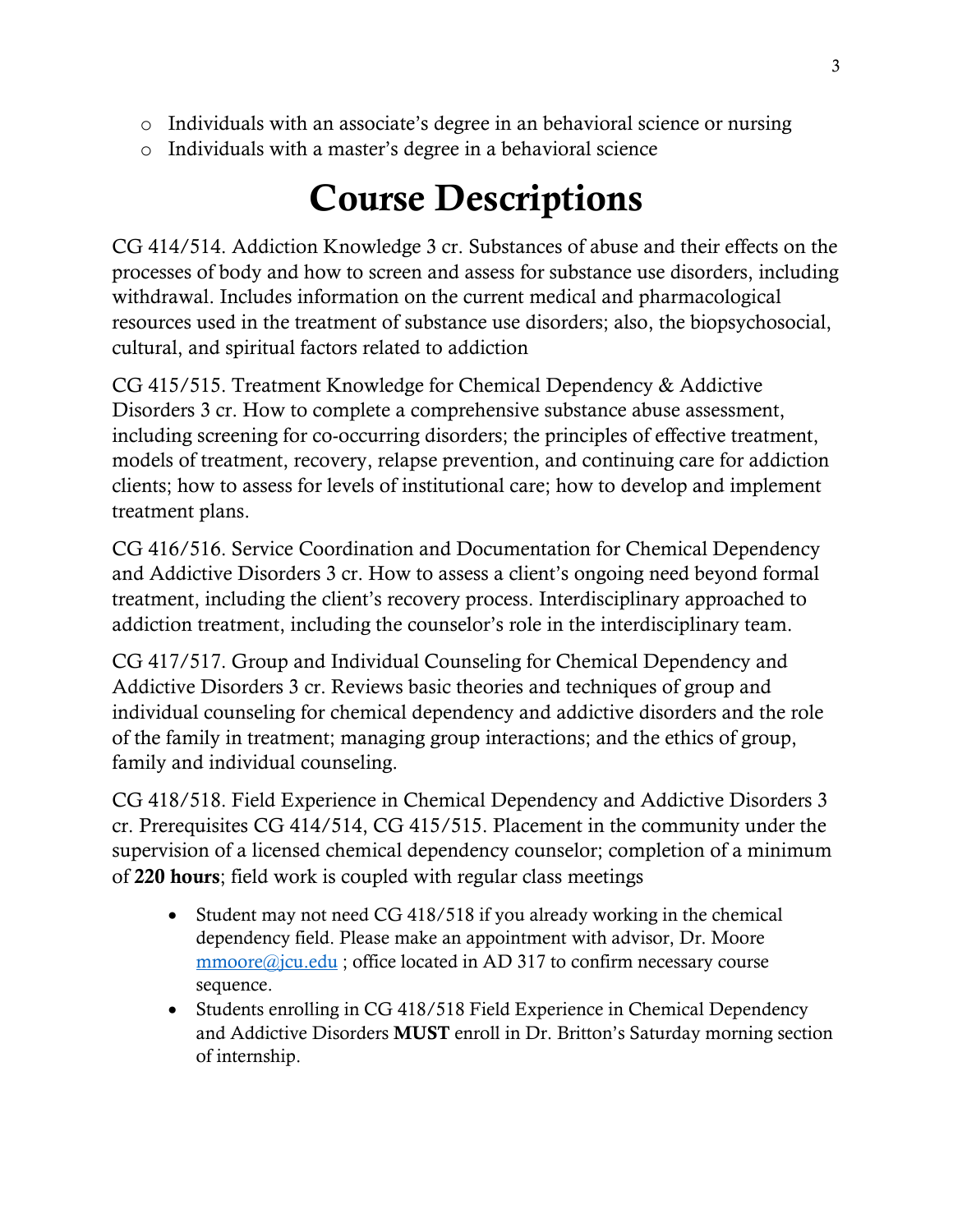- Individuals with an associate's degree in an behavioral science or nursing
- Individuals with a master's degree in a behavioral science

# Course Descriptions

CG 414/514. Addiction Knowledge 3 cr. Substances of abuse and their effects on the processes of body and how to screen and assess for substance use disorders, including withdrawal. Includes information on the current medical and pharmacological resources used in the treatment of substance use disorders; also, the biopsychosocial, cultural, and spiritual factors related to addiction

CG 415/515. Treatment Knowledge for Chemical Dependency & Addictive Disorders 3 cr. How to complete a comprehensive substance abuse assessment, including screening for co-occurring disorders; the principles of effective treatment, models of treatment, recovery, relapse prevention, and continuing care for addiction clients; how to assess for levels of institutional care; how to develop and implement treatment plans.

CG 416/516. Service Coordination and Documentation for Chemical Dependency and Addictive Disorders 3 cr. How to assess a client's ongoing need beyond formal treatment, including the client's recovery process. Interdisciplinary approached to addiction treatment, including the counselor's role in the interdisciplinary team.

CG 417/517. Group and Individual Counseling for Chemical Dependency and Addictive Disorders 3 cr. Reviews basic theories and techniques of group and individual counseling for chemical dependency and addictive disorders and the role of the family in treatment; managing group interactions; and the ethics of group, family and individual counseling.

CG 418/518. Field Experience in Chemical Dependency and Addictive Disorders 3 cr. Prerequisites CG 414/514, CG 415/515. Placement in the community under the supervision of a licensed chemical dependency counselor; completion of a minimum of **220 hours**; field work is coupled with regular class meetings

- Student may not need CG 418/518 if you already working in the chemical dependency field. Please make an appointment with advisor, Dr. Moore mmoore@jcu.edu ; office located in AD 317 to confirm necessary course sequence.
- Students enrolling in CG 418/518 Field Experience in Chemical Dependency and Addictive Disorders **MUST** enroll in Dr. Britton's Saturday morning section of internship.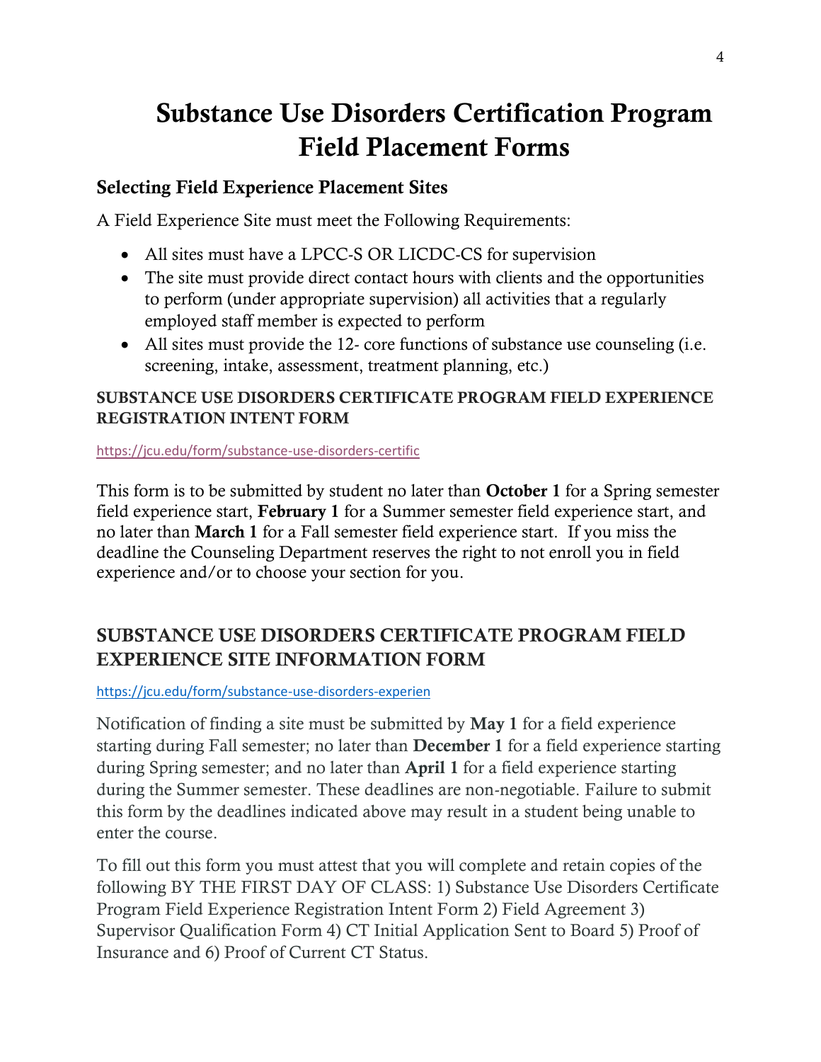# Substance Use Disorders Certification Program Field Placement Forms

## Selecting Field Experience Placement Sites

A Field Experience Site must meet the Following Requirements:

- All sites must have a LPCC-S OR LICDC-CS for supervision
- The site must provide direct contact hours with clients and the opportunities to perform (under appropriate supervision) all activities that a regularly employed staff member is expected to perform
- All sites must provide the 12- core functions of substance use counseling (i.e. screening, intake, assessment, treatment planning, etc.)

### SUBSTANCE USE DISORDERS CERTIFICATE PROGRAM FIELD EXPERIENCE REGISTRATION INTENT FORM

https://jcu.edu/form/substance-use-disorders-certific

This form is to be submitted by student no later than **October 1** for a Spring semester field experience start, **February 1** for a Summer semester field experience start, and no later than **March 1** for a Fall semester field experience start. If you miss the deadline the Counseling Department reserves the right to not enroll you in field experience and/or to choose your section for you.

## SUBSTANCE USE DISORDERS CERTIFICATE PROGRAM FIELD EXPERIENCE SITE INFORMATION FORM

https://jcu.edu/form/substance-use-disorders-experien

Notification of finding a site must be submitted by **May 1** for a field experience starting during Fall semester; no later than **December 1** for a field experience starting during Spring semester; and no later than **April 1** for a field experience starting during the Summer semester. These deadlines are non-negotiable. Failure to submit this form by the deadlines indicated above may result in a student being unable to enter the course.

To fill out this form you must attest that you will complete and retain copies of the following BY THE FIRST DAY OF CLASS: 1) Substance Use Disorders Certificate Program Field Experience Registration Intent Form 2) Field Agreement 3) Supervisor Qualification Form 4) CT Initial Application Sent to Board 5) Proof of Insurance and 6) Proof of Current CT Status.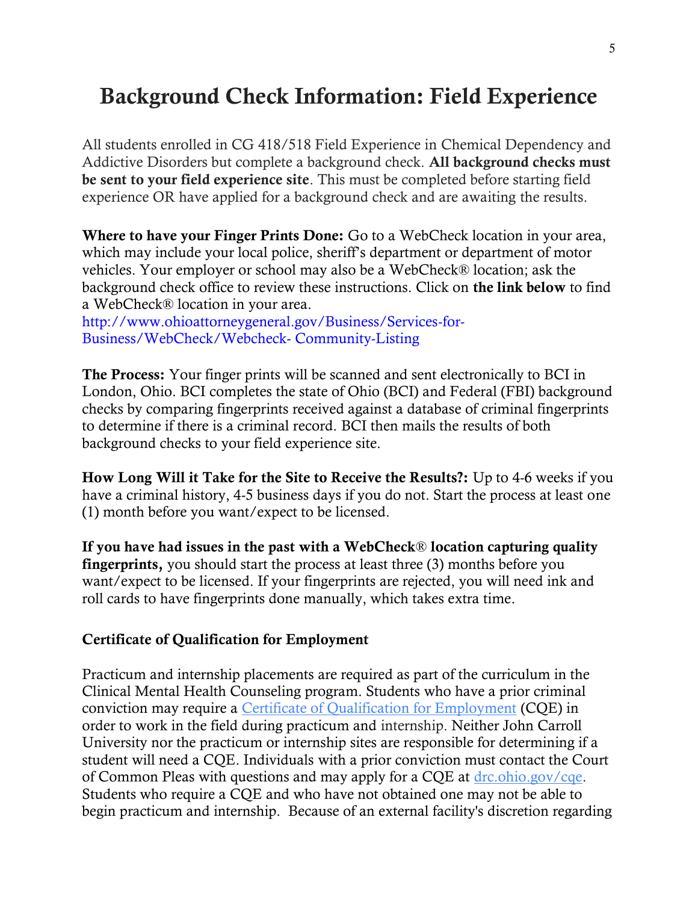# Background Check Information: Field Experience

All students enrolled in CG 418/518 Field Experience in Chemical Dependency and Addictive Disorders but complete a background check. **All background checks must be sent to your field experience site**. This must be completed before starting field experience OR have applied for a background check and are awaiting the results.

**Where to have your Finger Prints Done:** Go to a WebCheck location in your area, which may include your local police, sheriff's department or department of motor vehicles. Your employer or school may also be a WebCheck® location; ask the background check office to review these instructions. Click on **the link below** to find a WebCheck® location in your area.
http://www.ohioattorneygeneral.gov/Business/Services-for-Business/WebCheck/Webcheck- Community-Listing

**The Process:** Your finger prints will be scanned and sent electronically to BCI in London, Ohio. BCI completes the state of Ohio (BCI) and Federal (FBI) background checks by comparing fingerprints received against a database of criminal fingerprints to determine if there is a criminal record. BCI then mails the results of both background checks to your field experience site.

**How Long Will it Take for the Site to Receive the Results?:** Up to 4-6 weeks if you have a criminal history, 4-5 business days if you do not. Start the process at least one (1) month before you want/expect to be licensed.

**If you have had issues in the past with a WebCheck® location capturing quality fingerprints,** you should start the process at least three (3) months before you want/expect to be licensed. If your fingerprints are rejected, you will need ink and roll cards to have fingerprints done manually, which takes extra time.

**Certificate of Qualification for Employment**

Practicum and internship placements are required as part of the curriculum in the Clinical Mental Health Counseling program. Students who have a prior criminal conviction may require a Certificate of Qualification for Employment (CQE) in order to work in the field during practicum and internship. Neither John Carroll University nor the practicum or internship sites are responsible for determining if a student will need a CQE. Individuals with a prior conviction must contact the Court of Common Pleas with questions and may apply for a CQE at drc.ohio.gov/cqe. Students who require a CQE and who have not obtained one may not be able to begin practicum and internship. Because of an external facility's discretion regarding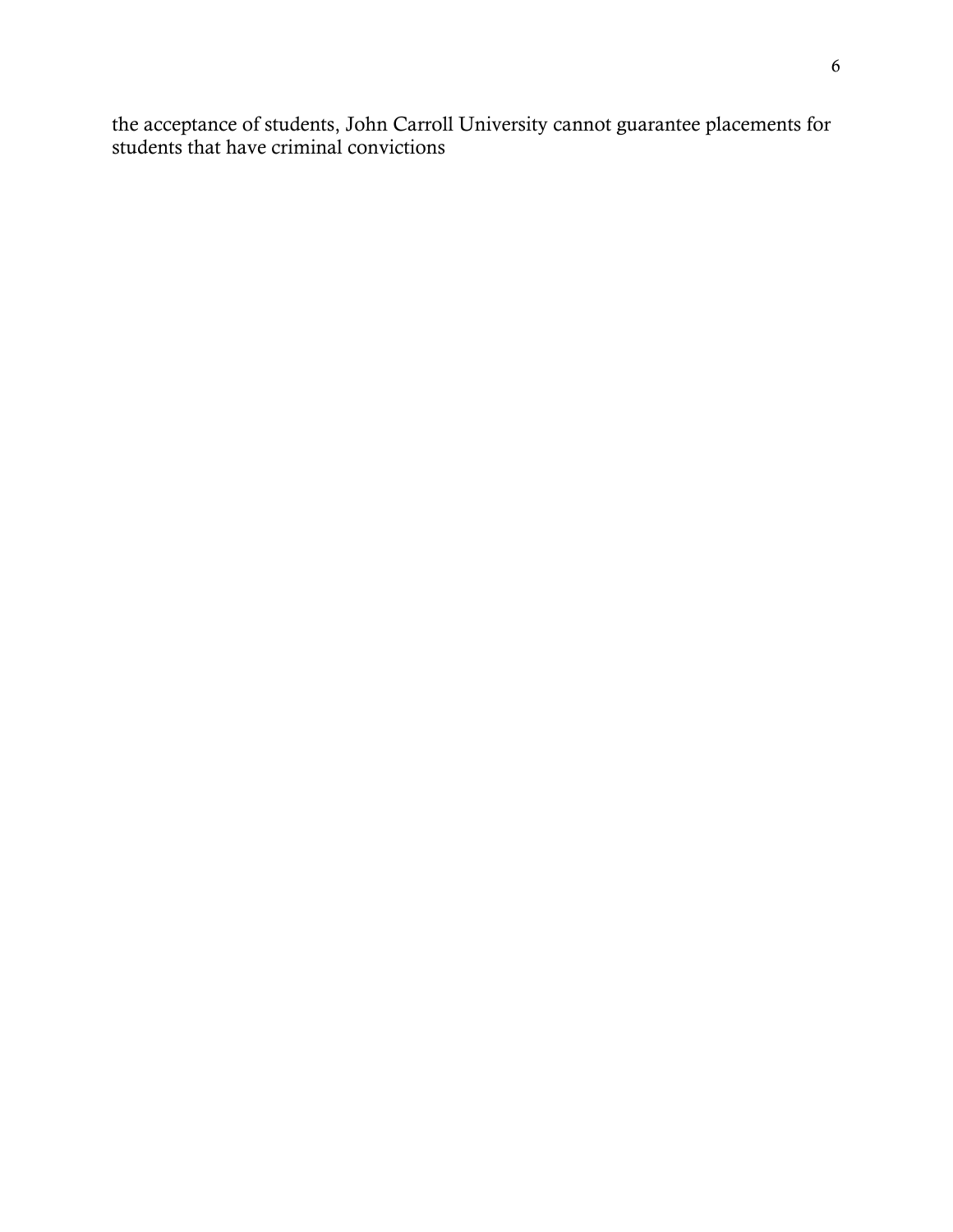the acceptance of students, John Carroll University cannot guarantee placements for students that have criminal convictions